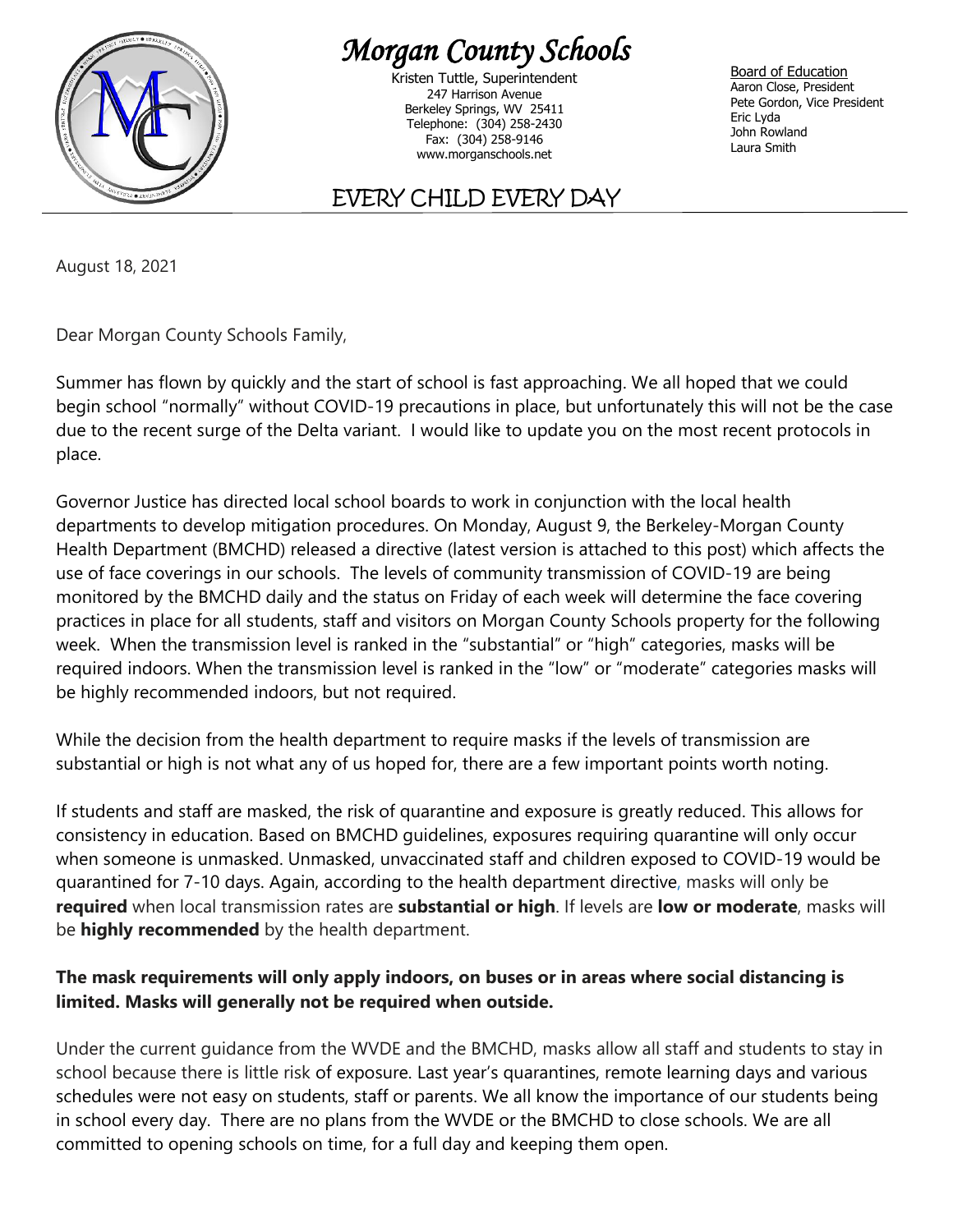# Morgan County Schools

Kristen Tuttle, Superintendent
247 Harrison Avenue
Berkeley Springs, WV 25411
Telephone: (304) 258-2430
Fax: (304) 258-9146
www.morganschools.net

Board of Education
Aaron Close, President
Pete Gordon, Vice President
Eric Lyda
John Rowland
Laura Smith

## EVERY CHILD EVERY DAY

August 18, 2021

Dear Morgan County Schools Family,

Summer has flown by quickly and the start of school is fast approaching. We all hoped that we could begin school "normally" without COVID-19 precautions in place, but unfortunately this will not be the case due to the recent surge of the Delta variant. I would like to update you on the most recent protocols in place.

Governor Justice has directed local school boards to work in conjunction with the local health departments to develop mitigation procedures. On Monday, August 9, the Berkeley-Morgan County Health Department (BMCHD) released a directive (latest version is attached to this post) which affects the use of face coverings in our schools. The levels of community transmission of COVID-19 are being monitored by the BMCHD daily and the status on Friday of each week will determine the face covering practices in place for all students, staff and visitors on Morgan County Schools property for the following week. When the transmission level is ranked in the "substantial" or "high" categories, masks will be required indoors. When the transmission level is ranked in the "low" or "moderate" categories masks will be highly recommended indoors, but not required.

While the decision from the health department to require masks if the levels of transmission are substantial or high is not what any of us hoped for, there are a few important points worth noting.

If students and staff are masked, the risk of quarantine and exposure is greatly reduced. This allows for consistency in education. Based on BMCHD guidelines, exposures requiring quarantine will only occur when someone is unmasked. Unmasked, unvaccinated staff and children exposed to COVID-19 would be quarantined for 7-10 days. Again, according to the health department directive, masks will only be **required** when local transmission rates are **substantial or high**. If levels are **low or moderate**, masks will be **highly recommended** by the health department.

**The mask requirements will only apply indoors, on buses or in areas where social distancing is limited. Masks will generally not be required when outside.**

Under the current guidance from the WVDE and the BMCHD, masks allow all staff and students to stay in school because there is little risk of exposure. Last year's quarantines, remote learning days and various schedules were not easy on students, staff or parents. We all know the importance of our students being in school every day. There are no plans from the WVDE or the BMCHD to close schools. We are all committed to opening schools on time, for a full day and keeping them open.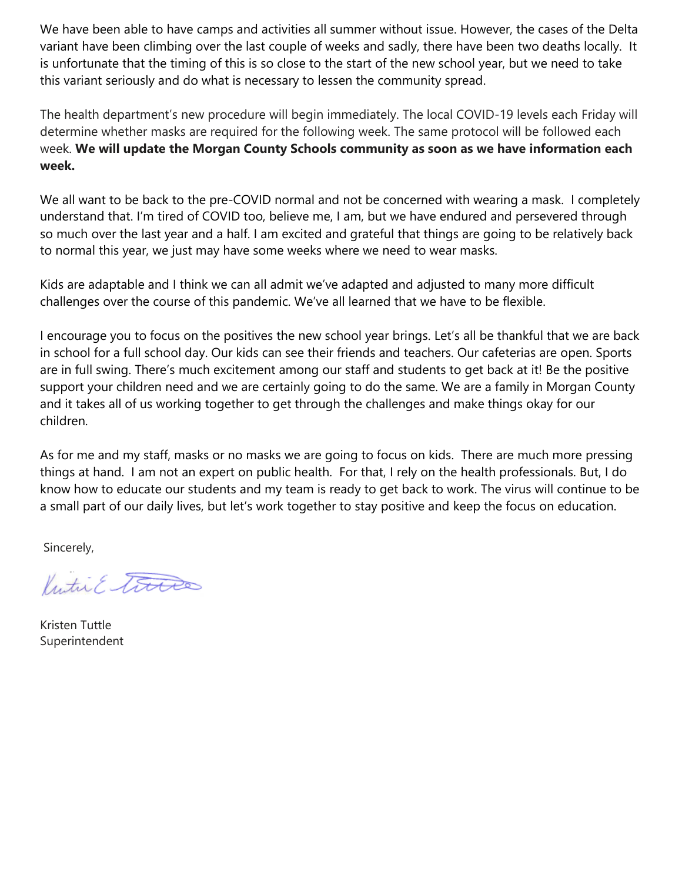We have been able to have camps and activities all summer without issue. However, the cases of the Delta variant have been climbing over the last couple of weeks and sadly, there have been two deaths locally. It is unfortunate that the timing of this is so close to the start of the new school year, but we need to take this variant seriously and do what is necessary to lessen the community spread.

The health department's new procedure will begin immediately. The local COVID-19 levels each Friday will determine whether masks are required for the following week. The same protocol will be followed each week. **We will update the Morgan County Schools community as soon as we have information each week.**

We all want to be back to the pre-COVID normal and not be concerned with wearing a mask. I completely understand that. I'm tired of COVID too, believe me, I am, but we have endured and persevered through so much over the last year and a half. I am excited and grateful that things are going to be relatively back to normal this year, we just may have some weeks where we need to wear masks.

Kids are adaptable and I think we can all admit we've adapted and adjusted to many more difficult challenges over the course of this pandemic. We've all learned that we have to be flexible.

I encourage you to focus on the positives the new school year brings. Let's all be thankful that we are back in school for a full school day. Our kids can see their friends and teachers. Our cafeterias are open. Sports are in full swing. There's much excitement among our staff and students to get back at it! Be the positive support your children need and we are certainly going to do the same. We are a family in Morgan County and it takes all of us working together to get through the challenges and make things okay for our children.

As for me and my staff, masks or no masks we are going to focus on kids. There are much more pressing things at hand. I am not an expert on public health. For that, I rely on the health professionals. But, I do know how to educate our students and my team is ready to get back to work. The virus will continue to be a small part of our daily lives, but let's work together to stay positive and keep the focus on education.

Sincerely,

Kristen Tuttle
Superintendent